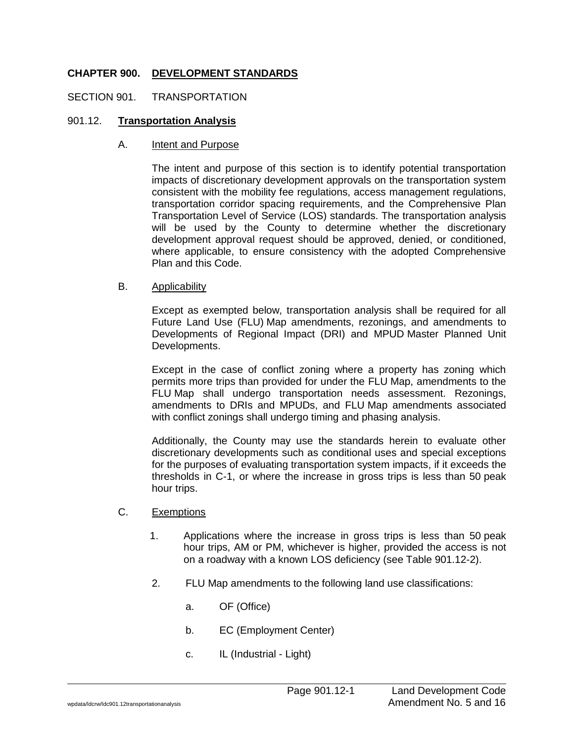# CHAPTER 900. DEVELOPMENT STANDARDS

## SECTION 901. TRANSPORTATION

### 901.12. Transportation Analysis

A. Intent and Purpose

The intent and purpose of this section is to identify potential transportation impacts of discretionary development approvals on the transportation system consistent with the mobility fee regulations, access management regulations, transportation corridor spacing requirements, and the Comprehensive Plan Transportation Level of Service (LOS) standards. The transportation analysis will be used by the County to determine whether the discretionary development approval request should be approved, denied, or conditioned, where applicable, to ensure consistency with the adopted Comprehensive Plan and this Code.

B. Applicability

Except as exempted below, transportation analysis shall be required for all Future Land Use (FLU) Map amendments, rezonings, and amendments to Developments of Regional Impact (DRI) and MPUD Master Planned Unit Developments.

Except in the case of conflict zoning where a property has zoning which permits more trips than provided for under the FLU Map, amendments to the FLU Map shall undergo transportation needs assessment. Rezonings, amendments to DRIs and MPUDs, and FLU Map amendments associated with conflict zonings shall undergo timing and phasing analysis.

Additionally, the County may use the standards herein to evaluate other discretionary developments such as conditional uses and special exceptions for the purposes of evaluating transportation system impacts, if it exceeds the thresholds in C-1, or where the increase in gross trips is less than 50 peak hour trips.

C. Exemptions

1. Applications where the increase in gross trips is less than 50 peak hour trips, AM or PM, whichever is higher, provided the access is not on a roadway with a known LOS deficiency (see Table 901.12-2).

2. FLU Map amendments to the following land use classifications:

   a. OF (Office)

   b. EC (Employment Center)

   c. IL (Industrial - Light)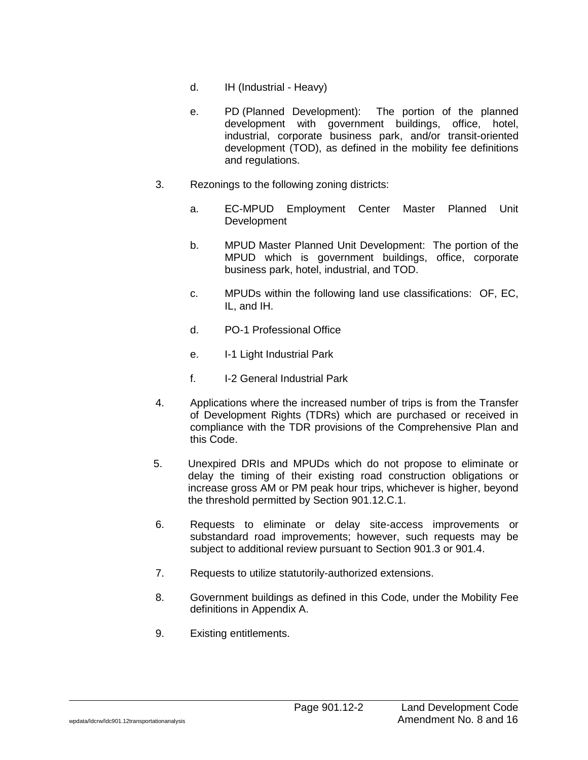d. IH (Industrial - Heavy)

e. PD (Planned Development): The portion of the planned development with government buildings, office, hotel, industrial, corporate business park, and/or transit-oriented development (TOD), as defined in the mobility fee definitions and regulations.

3. Rezonings to the following zoning districts:

   a. EC-MPUD Employment Center Master Planned Unit Development

   b. MPUD Master Planned Unit Development: The portion of the MPUD which is government buildings, office, corporate business park, hotel, industrial, and TOD.

   c. MPUDs within the following land use classifications: OF, EC, IL, and IH.

   d. PO-1 Professional Office

   e. I-1 Light Industrial Park

   f. I-2 General Industrial Park

4. Applications where the increased number of trips is from the Transfer of Development Rights (TDRs) which are purchased or received in compliance with the TDR provisions of the Comprehensive Plan and this Code.

5. Unexpired DRIs and MPUDs which do not propose to eliminate or delay the timing of their existing road construction obligations or increase gross AM or PM peak hour trips, whichever is higher, beyond the threshold permitted by Section 901.12.C.1.

6. Requests to eliminate or delay site-access improvements or substandard road improvements; however, such requests may be subject to additional review pursuant to Section 901.3 or 901.4.

7. Requests to utilize statutorily-authorized extensions.

8. Government buildings as defined in this Code, under the Mobility Fee definitions in Appendix A.

9. Existing entitlements.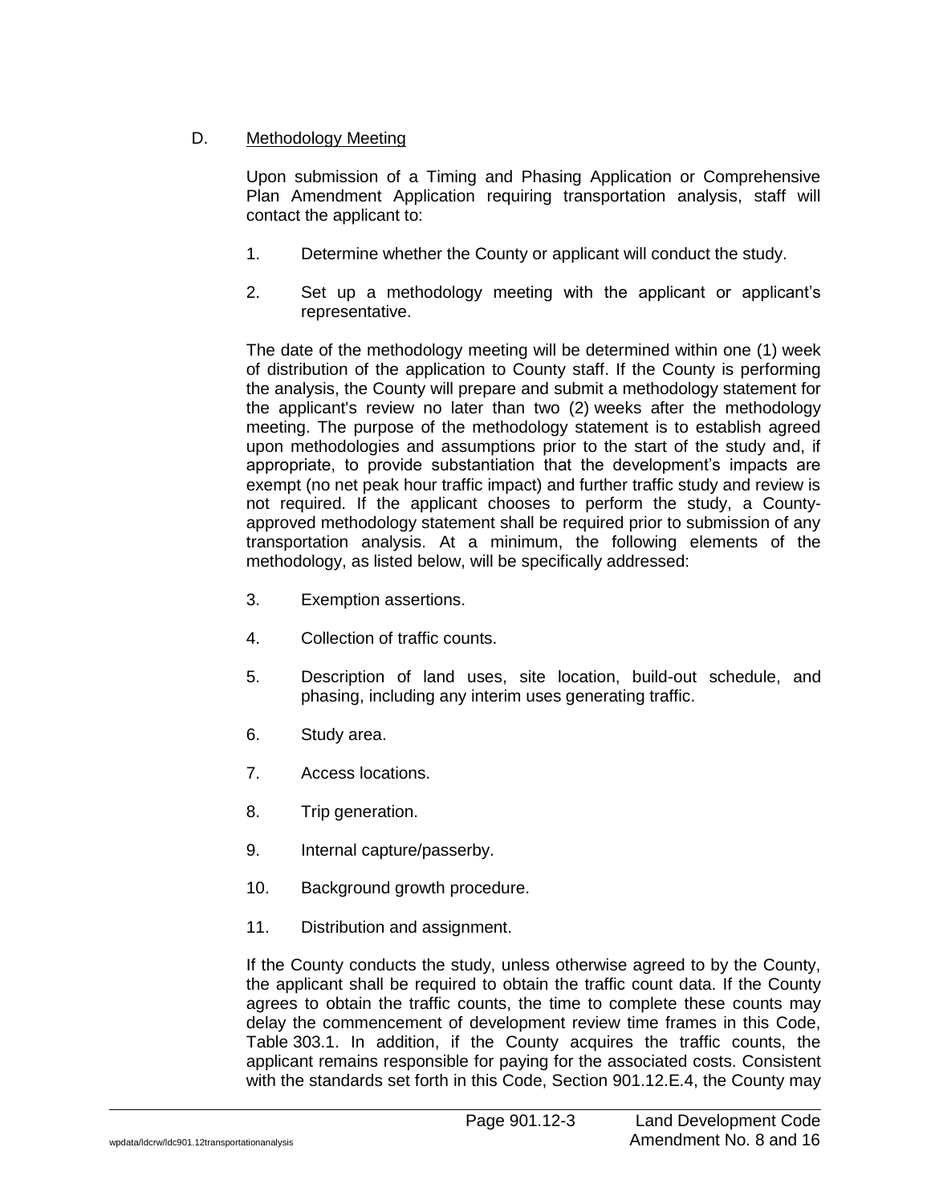D. Methodology Meeting

Upon submission of a Timing and Phasing Application or Comprehensive Plan Amendment Application requiring transportation analysis, staff will contact the applicant to:

1. Determine whether the County or applicant will conduct the study.

2. Set up a methodology meeting with the applicant or applicant's representative.

The date of the methodology meeting will be determined within one (1) week of distribution of the application to County staff. If the County is performing the analysis, the County will prepare and submit a methodology statement for the applicant's review no later than two (2) weeks after the methodology meeting. The purpose of the methodology statement is to establish agreed upon methodologies and assumptions prior to the start of the study and, if appropriate, to provide substantiation that the development's impacts are exempt (no net peak hour traffic impact) and further traffic study and review is not required. If the applicant chooses to perform the study, a County-approved methodology statement shall be required prior to submission of any transportation analysis. At a minimum, the following elements of the methodology, as listed below, will be specifically addressed:

3. Exemption assertions.

4. Collection of traffic counts.

5. Description of land uses, site location, build-out schedule, and phasing, including any interim uses generating traffic.

6. Study area.

7. Access locations.

8. Trip generation.

9. Internal capture/passerby.

10. Background growth procedure.

11. Distribution and assignment.

If the County conducts the study, unless otherwise agreed to by the County, the applicant shall be required to obtain the traffic count data. If the County agrees to obtain the traffic counts, the time to complete these counts may delay the commencement of development review time frames in this Code, Table 303.1. In addition, if the County acquires the traffic counts, the applicant remains responsible for paying for the associated costs. Consistent with the standards set forth in this Code, Section 901.12.E.4, the County may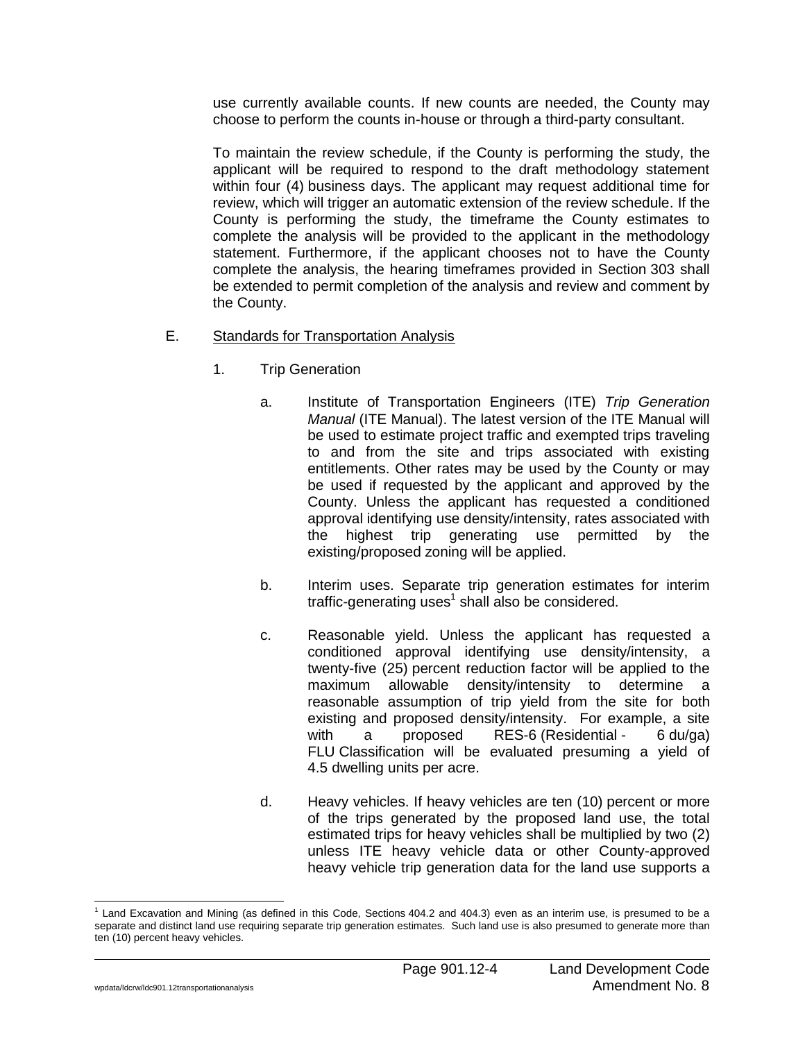use currently available counts. If new counts are needed, the County may choose to perform the counts in-house or through a third-party consultant.

To maintain the review schedule, if the County is performing the study, the applicant will be required to respond to the draft methodology statement within four (4) business days. The applicant may request additional time for review, which will trigger an automatic extension of the review schedule. If the County is performing the study, the timeframe the County estimates to complete the analysis will be provided to the applicant in the methodology statement. Furthermore, if the applicant chooses not to have the County complete the analysis, the hearing timeframes provided in Section 303 shall be extended to permit completion of the analysis and review and comment by the County.

E. Standards for Transportation Analysis

1. Trip Generation

a. Institute of Transportation Engineers (ITE) *Trip Generation Manual* (ITE Manual). The latest version of the ITE Manual will be used to estimate project traffic and exempted trips traveling to and from the site and trips associated with existing entitlements. Other rates may be used by the County or may be used if requested by the applicant and approved by the County. Unless the applicant has requested a conditioned approval identifying use density/intensity, rates associated with the highest trip generating use permitted by the existing/proposed zoning will be applied.

b. Interim uses. Separate trip generation estimates for interim traffic-generating uses[1] shall also be considered.

c. Reasonable yield. Unless the applicant has requested a conditioned approval identifying use density/intensity, a twenty-five (25) percent reduction factor will be applied to the maximum allowable density/intensity to determine a reasonable assumption of trip yield from the site for both existing and proposed density/intensity. For example, a site with a proposed RES-6 (Residential - 6 du/ga) FLU Classification will be evaluated presuming a yield of 4.5 dwelling units per acre.

d. Heavy vehicles. If heavy vehicles are ten (10) percent or more of the trips generated by the proposed land use, the total estimated trips for heavy vehicles shall be multiplied by two (2) unless ITE heavy vehicle data or other County-approved heavy vehicle trip generation data for the land use supports a

[1] Land Excavation and Mining (as defined in this Code, Sections 404.2 and 404.3) even as an interim use, is presumed to be a separate and distinct land use requiring separate trip generation estimates. Such land use is also presumed to generate more than ten (10) percent heavy vehicles.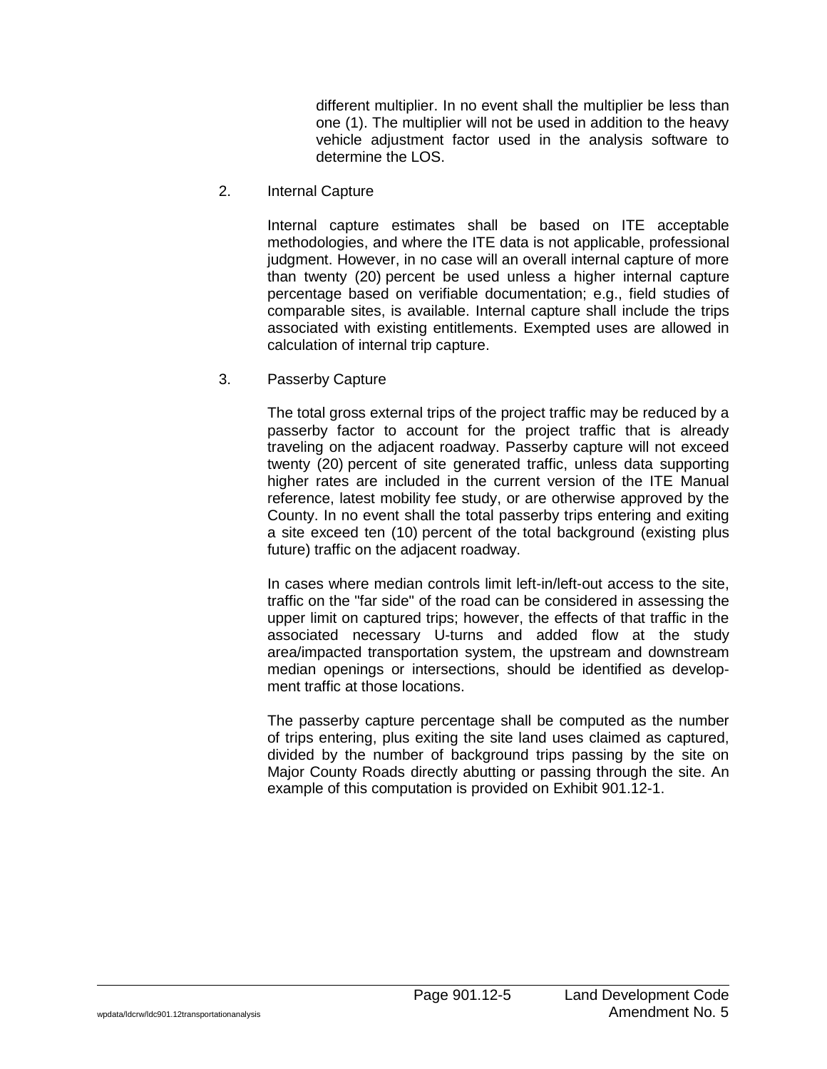different multiplier. In no event shall the multiplier be less than one (1). The multiplier will not be used in addition to the heavy vehicle adjustment factor used in the analysis software to determine the LOS.

2. Internal Capture

Internal capture estimates shall be based on ITE acceptable methodologies, and where the ITE data is not applicable, professional judgment. However, in no case will an overall internal capture of more than twenty (20) percent be used unless a higher internal capture percentage based on verifiable documentation; e.g., field studies of comparable sites, is available. Internal capture shall include the trips associated with existing entitlements. Exempted uses are allowed in calculation of internal trip capture.

3. Passerby Capture

The total gross external trips of the project traffic may be reduced by a passerby factor to account for the project traffic that is already traveling on the adjacent roadway. Passerby capture will not exceed twenty (20) percent of site generated traffic, unless data supporting higher rates are included in the current version of the ITE Manual reference, latest mobility fee study, or are otherwise approved by the County. In no event shall the total passerby trips entering and exiting a site exceed ten (10) percent of the total background (existing plus future) traffic on the adjacent roadway.

In cases where median controls limit left-in/left-out access to the site, traffic on the "far side" of the road can be considered in assessing the upper limit on captured trips; however, the effects of that traffic in the associated necessary U-turns and added flow at the study area/impacted transportation system, the upstream and downstream median openings or intersections, should be identified as development traffic at those locations.

The passerby capture percentage shall be computed as the number of trips entering, plus exiting the site land uses claimed as captured, divided by the number of background trips passing by the site on Major County Roads directly abutting or passing through the site. An example of this computation is provided on Exhibit 901.12-1.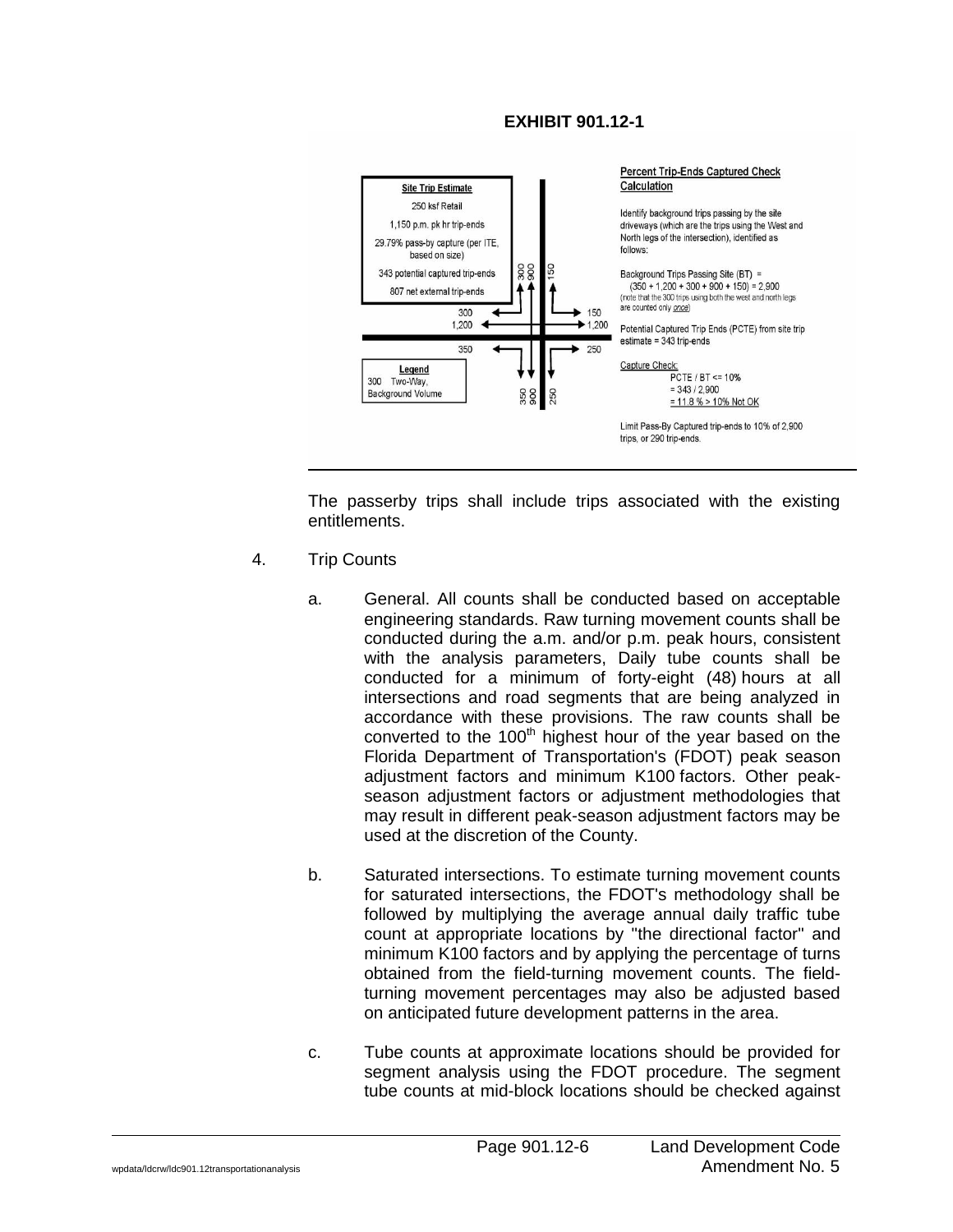**EXHIBIT 901.12-1**

**Site Trip Estimate**

250 ksf Retail

1,150 p.m. pk hr trip-ends

29.79% pass-by capture (per ITE, based on size)

343 potential captured trip-ends

807 net external trip-ends

**Legend**

300 Two-Way, Background Volume

**Percent Trip-Ends Captured Check Calculation**

Identify background trips passing by the site driveways (which are the trips using the West and North legs of the intersection), identified as follows:

Background Trips Passing Site (BT) = (350 + 1,200 + 300 + 900 + 150) = 2,900 (note that the 300 trips using both the west and north legs are counted only *once*)

Potential Captured Trip Ends (PCTE) from site trip estimate = 343 trip-ends

Capture Check:

PCTE / BT <= 10%
= 343 / 2,900
= 11.8 % > 10% Not OK

Limit Pass-By Captured trip-ends to 10% of 2,900 trips, or 290 trip-ends.

---

The passerby trips shall include trips associated with the existing entitlements.

4. Trip Counts

   a. General. All counts shall be conducted based on acceptable engineering standards. Raw turning movement counts shall be conducted during the a.m. and/or p.m. peak hours, consistent with the analysis parameters, Daily tube counts shall be conducted for a minimum of forty-eight (48) hours at all intersections and road segments that are being analyzed in accordance with these provisions. The raw counts shall be converted to the 100th highest hour of the year based on the Florida Department of Transportation's (FDOT) peak season adjustment factors and minimum K100 factors. Other peak-season adjustment factors or adjustment methodologies that may result in different peak-season adjustment factors may be used at the discretion of the County.

   b. Saturated intersections. To estimate turning movement counts for saturated intersections, the FDOT's methodology shall be followed by multiplying the average annual daily traffic tube count at appropriate locations by "the directional factor" and minimum K100 factors and by applying the percentage of turns obtained from the field-turning movement counts. The field-turning movement percentages may also be adjusted based on anticipated future development patterns in the area.

   c. Tube counts at approximate locations should be provided for segment analysis using the FDOT procedure. The segment tube counts at mid-block locations should be checked against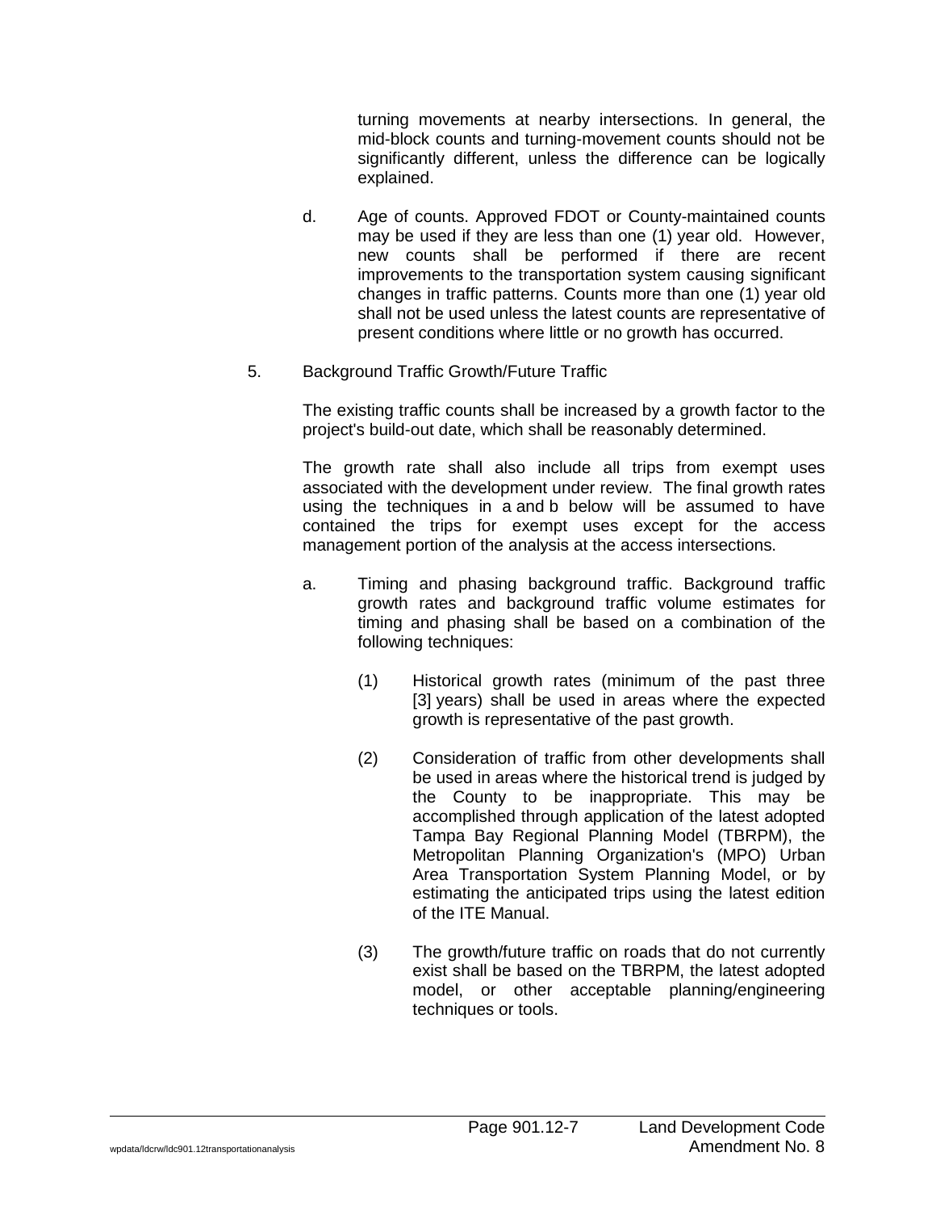turning movements at nearby intersections. In general, the mid-block counts and turning-movement counts should not be significantly different, unless the difference can be logically explained.

d. Age of counts. Approved FDOT or County-maintained counts may be used if they are less than one (1) year old. However, new counts shall be performed if there are recent improvements to the transportation system causing significant changes in traffic patterns. Counts more than one (1) year old shall not be used unless the latest counts are representative of present conditions where little or no growth has occurred.

5. Background Traffic Growth/Future Traffic

The existing traffic counts shall be increased by a growth factor to the project's build-out date, which shall be reasonably determined.

The growth rate shall also include all trips from exempt uses associated with the development under review. The final growth rates using the techniques in a and b below will be assumed to have contained the trips for exempt uses except for the access management portion of the analysis at the access intersections.

a. Timing and phasing background traffic. Background traffic growth rates and background traffic volume estimates for timing and phasing shall be based on a combination of the following techniques:

(1) Historical growth rates (minimum of the past three [3] years) shall be used in areas where the expected growth is representative of the past growth.

(2) Consideration of traffic from other developments shall be used in areas where the historical trend is judged by the County to be inappropriate. This may be accomplished through application of the latest adopted Tampa Bay Regional Planning Model (TBRPM), the Metropolitan Planning Organization's (MPO) Urban Area Transportation System Planning Model, or by estimating the anticipated trips using the latest edition of the ITE Manual.

(3) The growth/future traffic on roads that do not currently exist shall be based on the TBRPM, the latest adopted model, or other acceptable planning/engineering techniques or tools.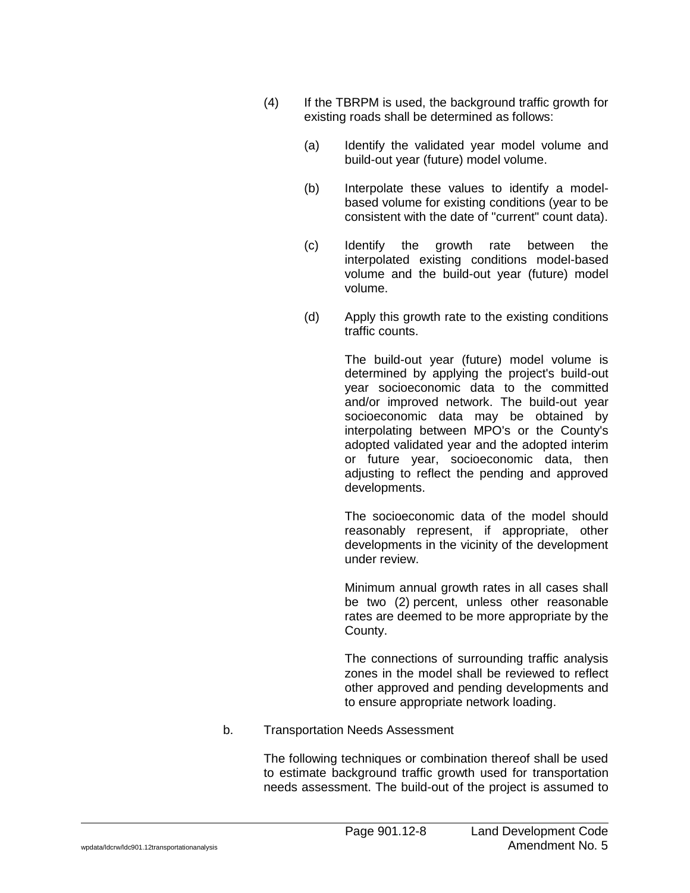(4) If the TBRPM is used, the background traffic growth for existing roads shall be determined as follows:

(a) Identify the validated year model volume and build-out year (future) model volume.

(b) Interpolate these values to identify a model-based volume for existing conditions (year to be consistent with the date of "current" count data).

(c) Identify the growth rate between the interpolated existing conditions model-based volume and the build-out year (future) model volume.

(d) Apply this growth rate to the existing conditions traffic counts.

The build-out year (future) model volume is determined by applying the project's build-out year socioeconomic data to the committed and/or improved network. The build-out year socioeconomic data may be obtained by interpolating between MPO's or the County's adopted validated year and the adopted interim or future year, socioeconomic data, then adjusting to reflect the pending and approved developments.

The socioeconomic data of the model should reasonably represent, if appropriate, other developments in the vicinity of the development under review.

Minimum annual growth rates in all cases shall be two (2) percent, unless other reasonable rates are deemed to be more appropriate by the County.

The connections of surrounding traffic analysis zones in the model shall be reviewed to reflect other approved and pending developments and to ensure appropriate network loading.

b. Transportation Needs Assessment

The following techniques or combination thereof shall be used to estimate background traffic growth used for transportation needs assessment. The build-out of the project is assumed to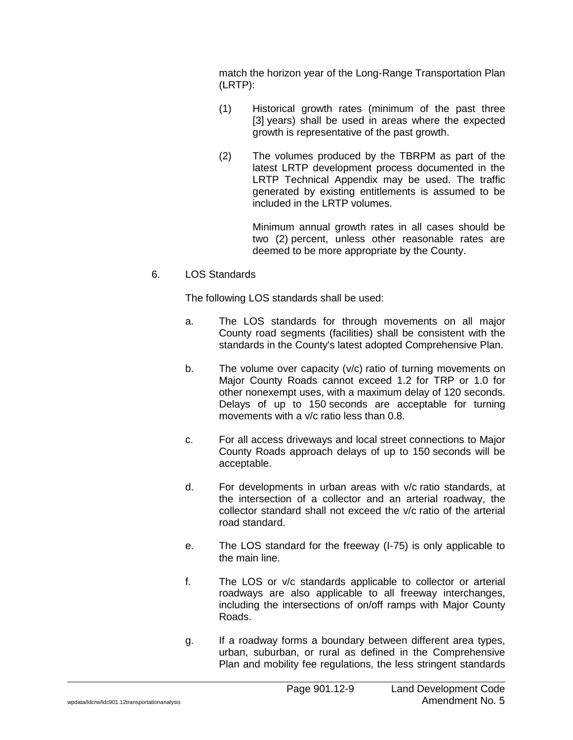match the horizon year of the Long-Range Transportation Plan (LRTP):

(1) Historical growth rates (minimum of the past three [3] years) shall be used in areas where the expected growth is representative of the past growth.

(2) The volumes produced by the TBRPM as part of the latest LRTP development process documented in the LRTP Technical Appendix may be used. The traffic generated by existing entitlements is assumed to be included in the LRTP volumes.

Minimum annual growth rates in all cases should be two (2) percent, unless other reasonable rates are deemed to be more appropriate by the County.

6. LOS Standards

The following LOS standards shall be used:

a. The LOS standards for through movements on all major County road segments (facilities) shall be consistent with the standards in the County's latest adopted Comprehensive Plan.

b. The volume over capacity (v/c) ratio of turning movements on Major County Roads cannot exceed 1.2 for TRP or 1.0 for other nonexempt uses, with a maximum delay of 120 seconds. Delays of up to 150 seconds are acceptable for turning movements with a v/c ratio less than 0.8.

c. For all access driveways and local street connections to Major County Roads approach delays of up to 150 seconds will be acceptable.

d. For developments in urban areas with v/c ratio standards, at the intersection of a collector and an arterial roadway, the collector standard shall not exceed the v/c ratio of the arterial road standard.

e. The LOS standard for the freeway (I-75) is only applicable to the main line.

f. The LOS or v/c standards applicable to collector or arterial roadways are also applicable to all freeway interchanges, including the intersections of on/off ramps with Major County Roads.

g. If a roadway forms a boundary between different area types, urban, suburban, or rural as defined in the Comprehensive Plan and mobility fee regulations, the less stringent standards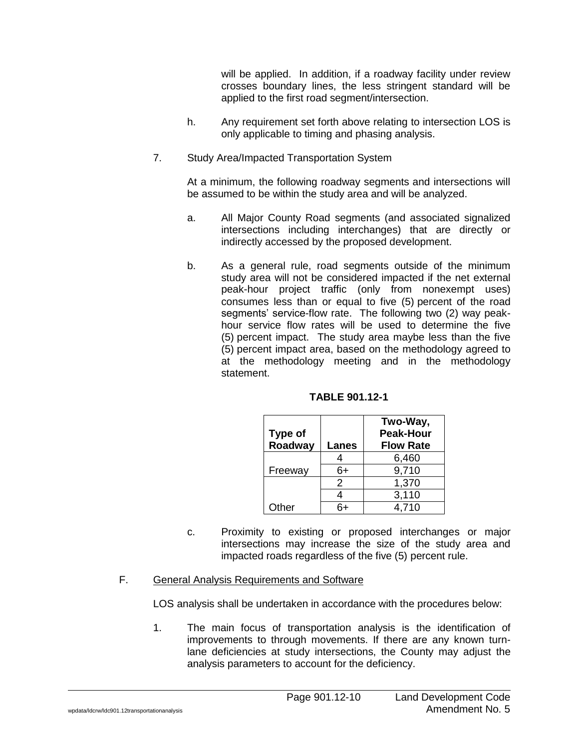will be applied. In addition, if a roadway facility under review crosses boundary lines, the less stringent standard will be applied to the first road segment/intersection.

h. Any requirement set forth above relating to intersection LOS is only applicable to timing and phasing analysis.

7. Study Area/Impacted Transportation System

At a minimum, the following roadway segments and intersections will be assumed to be within the study area and will be analyzed.

a. All Major County Road segments (and associated signalized intersections including interchanges) that are directly or indirectly accessed by the proposed development.

b. As a general rule, road segments outside of the minimum study area will not be considered impacted if the net external peak-hour project traffic (only from nonexempt uses) consumes less than or equal to five (5) percent of the road segments' service-flow rate. The following two (2) way peak-hour service flow rates will be used to determine the five (5) percent impact. The study area maybe less than the five (5) percent impact area, based on the methodology agreed to at the methodology meeting and in the methodology statement.

**TABLE 901.12-1**

| Type of Roadway | Lanes | Two-Way, Peak-Hour Flow Rate |
|---|---|---|
| Freeway | 4 | 6,460 |
| | 6+ | 9,710 |
| Other | 2 | 1,370 |
| | 4 | 3,110 |
| | 6+ | 4,710 |

c. Proximity to existing or proposed interchanges or major intersections may increase the size of the study area and impacted roads regardless of the five (5) percent rule.

F. General Analysis Requirements and Software

LOS analysis shall be undertaken in accordance with the procedures below:

1. The main focus of transportation analysis is the identification of improvements to through movements. If there are any known turn-lane deficiencies at study intersections, the County may adjust the analysis parameters to account for the deficiency.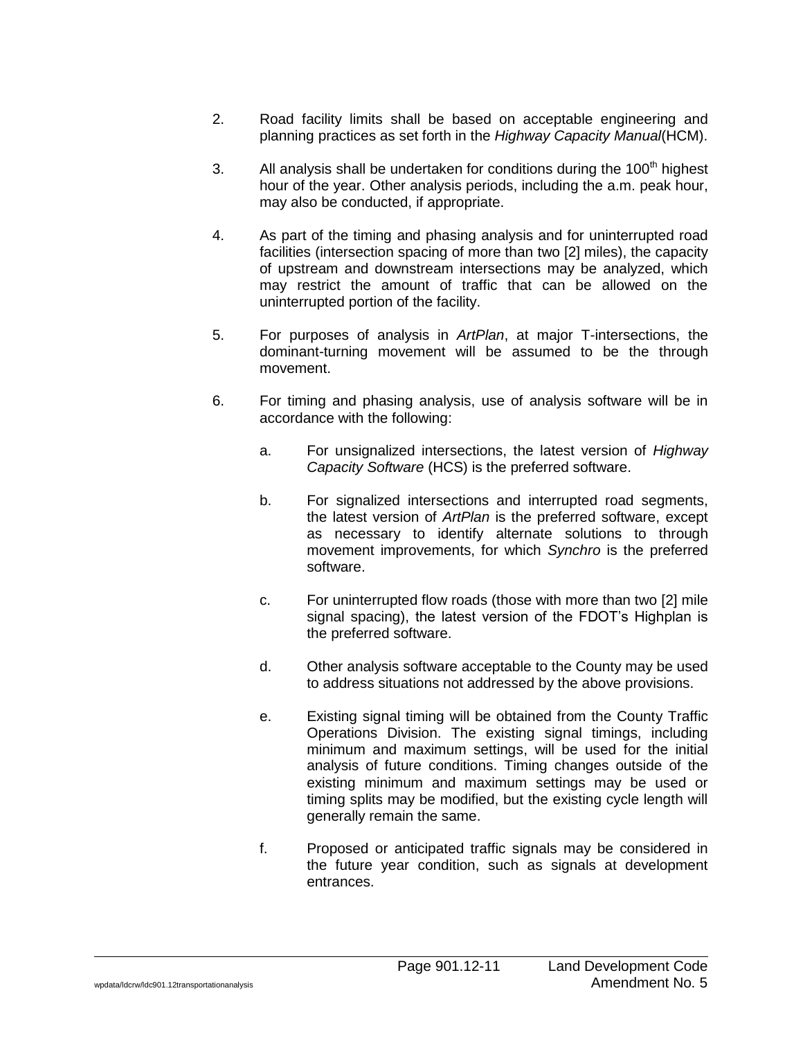2. Road facility limits shall be based on acceptable engineering and planning practices as set forth in the *Highway Capacity Manual*(HCM).

3. All analysis shall be undertaken for conditions during the 100th highest hour of the year. Other analysis periods, including the a.m. peak hour, may also be conducted, if appropriate.

4. As part of the timing and phasing analysis and for uninterrupted road facilities (intersection spacing of more than two [2] miles), the capacity of upstream and downstream intersections may be analyzed, which may restrict the amount of traffic that can be allowed on the uninterrupted portion of the facility.

5. For purposes of analysis in *ArtPlan*, at major T-intersections, the dominant-turning movement will be assumed to be the through movement.

6. For timing and phasing analysis, use of analysis software will be in accordance with the following:

   a. For unsignalized intersections, the latest version of *Highway Capacity Software* (HCS) is the preferred software.

   b. For signalized intersections and interrupted road segments, the latest version of *ArtPlan* is the preferred software, except as necessary to identify alternate solutions to through movement improvements, for which *Synchro* is the preferred software.

   c. For uninterrupted flow roads (those with more than two [2] mile signal spacing), the latest version of the FDOT's Highplan is the preferred software.

   d. Other analysis software acceptable to the County may be used to address situations not addressed by the above provisions.

   e. Existing signal timing will be obtained from the County Traffic Operations Division. The existing signal timings, including minimum and maximum settings, will be used for the initial analysis of future conditions. Timing changes outside of the existing minimum and maximum settings may be used or timing splits may be modified, but the existing cycle length will generally remain the same.

   f. Proposed or anticipated traffic signals may be considered in the future year condition, such as signals at development entrances.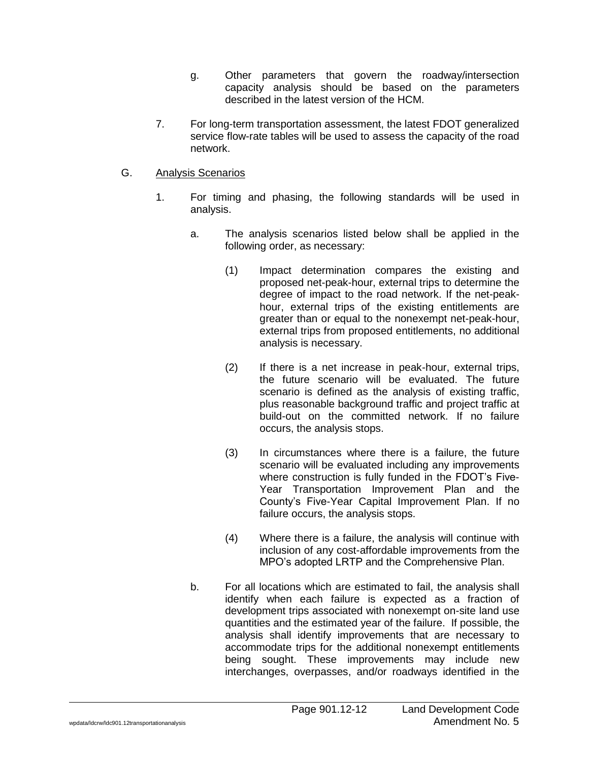g. Other parameters that govern the roadway/intersection capacity analysis should be based on the parameters described in the latest version of the HCM.

7. For long-term transportation assessment, the latest FDOT generalized service flow-rate tables will be used to assess the capacity of the road network.

G. <u>Analysis Scenarios</u>

1. For timing and phasing, the following standards will be used in analysis.

   a. The analysis scenarios listed below shall be applied in the following order, as necessary:

      (1) Impact determination compares the existing and proposed net-peak-hour, external trips to determine the degree of impact to the road network. If the net-peak-hour, external trips of the existing entitlements are greater than or equal to the nonexempt net-peak-hour, external trips from proposed entitlements, no additional analysis is necessary.

      (2) If there is a net increase in peak-hour, external trips, the future scenario will be evaluated. The future scenario is defined as the analysis of existing traffic, plus reasonable background traffic and project traffic at build-out on the committed network. If no failure occurs, the analysis stops.

      (3) In circumstances where there is a failure, the future scenario will be evaluated including any improvements where construction is fully funded in the FDOT's Five-Year Transportation Improvement Plan and the County's Five-Year Capital Improvement Plan. If no failure occurs, the analysis stops.

      (4) Where there is a failure, the analysis will continue with inclusion of any cost-affordable improvements from the MPO's adopted LRTP and the Comprehensive Plan.

   b. For all locations which are estimated to fail, the analysis shall identify when each failure is expected as a fraction of development trips associated with nonexempt on-site land use quantities and the estimated year of the failure. If possible, the analysis shall identify improvements that are necessary to accommodate trips for the additional nonexempt entitlements being sought. These improvements may include new interchanges, overpasses, and/or roadways identified in the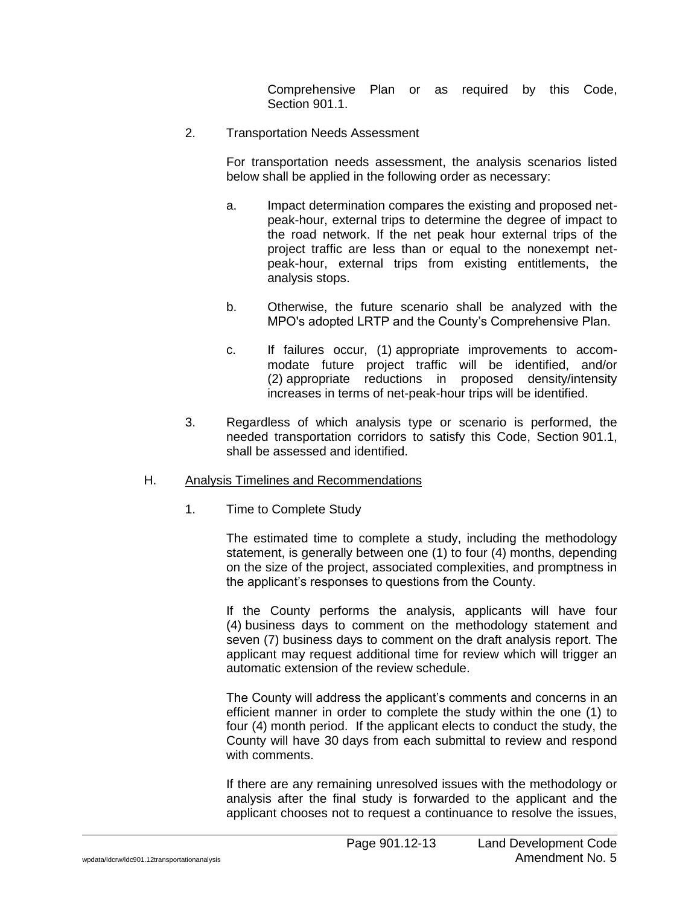Comprehensive Plan or as required by this Code, Section 901.1.

2. Transportation Needs Assessment

   For transportation needs assessment, the analysis scenarios listed below shall be applied in the following order as necessary:

   a. Impact determination compares the existing and proposed net-peak-hour, external trips to determine the degree of impact to the road network. If the net peak hour external trips of the project traffic are less than or equal to the nonexempt net-peak-hour, external trips from existing entitlements, the analysis stops.

   b. Otherwise, the future scenario shall be analyzed with the MPO's adopted LRTP and the County's Comprehensive Plan.

   c. If failures occur, (1) appropriate improvements to accommodate future project traffic will be identified, and/or (2) appropriate reductions in proposed density/intensity increases in terms of net-peak-hour trips will be identified.

3. Regardless of which analysis type or scenario is performed, the needed transportation corridors to satisfy this Code, Section 901.1, shall be assessed and identified.

H. <u>Analysis Timelines and Recommendations</u>

1. Time to Complete Study

   The estimated time to complete a study, including the methodology statement, is generally between one (1) to four (4) months, depending on the size of the project, associated complexities, and promptness in the applicant's responses to questions from the County.

   If the County performs the analysis, applicants will have four (4) business days to comment on the methodology statement and seven (7) business days to comment on the draft analysis report. The applicant may request additional time for review which will trigger an automatic extension of the review schedule.

   The County will address the applicant's comments and concerns in an efficient manner in order to complete the study within the one (1) to four (4) month period. If the applicant elects to conduct the study, the County will have 30 days from each submittal to review and respond with comments.

   If there are any remaining unresolved issues with the methodology or analysis after the final study is forwarded to the applicant and the applicant chooses not to request a continuance to resolve the issues,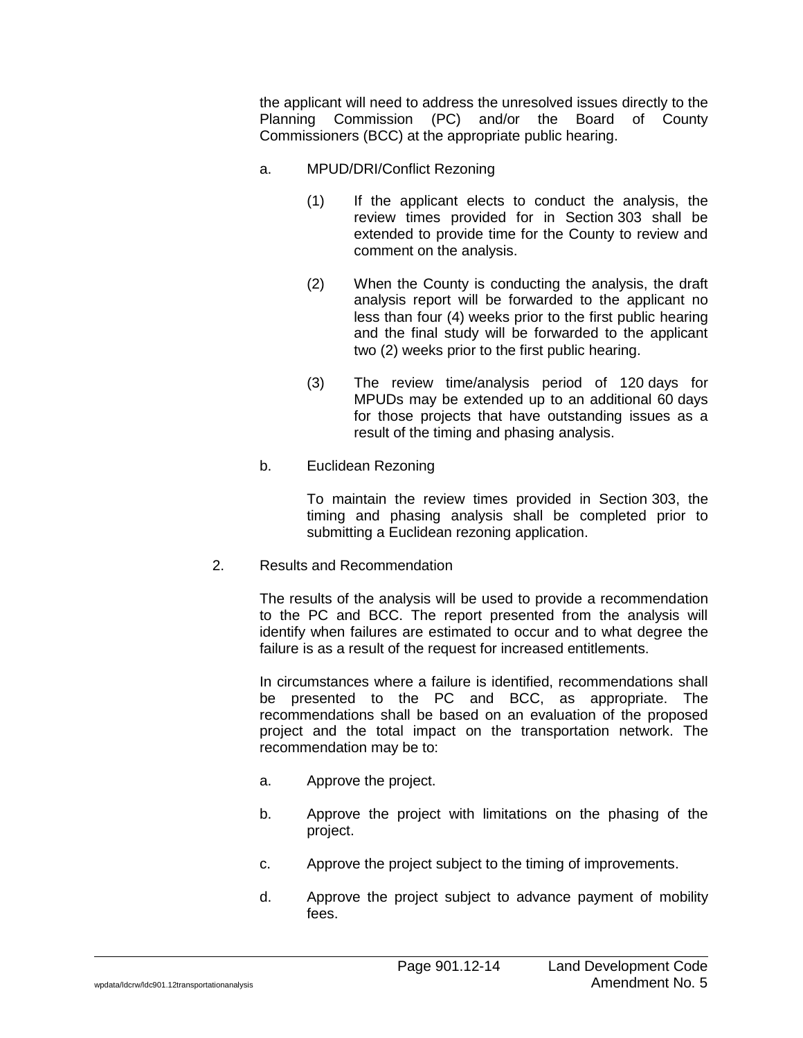the applicant will need to address the unresolved issues directly to the Planning Commission (PC) and/or the Board of County Commissioners (BCC) at the appropriate public hearing.

a. MPUD/DRI/Conflict Rezoning

(1) If the applicant elects to conduct the analysis, the review times provided for in Section 303 shall be extended to provide time for the County to review and comment on the analysis.

(2) When the County is conducting the analysis, the draft analysis report will be forwarded to the applicant no less than four (4) weeks prior to the first public hearing and the final study will be forwarded to the applicant two (2) weeks prior to the first public hearing.

(3) The review time/analysis period of 120 days for MPUDs may be extended up to an additional 60 days for those projects that have outstanding issues as a result of the timing and phasing analysis.

b. Euclidean Rezoning

To maintain the review times provided in Section 303, the timing and phasing analysis shall be completed prior to submitting a Euclidean rezoning application.

2. Results and Recommendation

The results of the analysis will be used to provide a recommendation to the PC and BCC. The report presented from the analysis will identify when failures are estimated to occur and to what degree the failure is as a result of the request for increased entitlements.

In circumstances where a failure is identified, recommendations shall be presented to the PC and BCC, as appropriate. The recommendations shall be based on an evaluation of the proposed project and the total impact on the transportation network. The recommendation may be to:

a. Approve the project.

b. Approve the project with limitations on the phasing of the project.

c. Approve the project subject to the timing of improvements.

d. Approve the project subject to advance payment of mobility fees.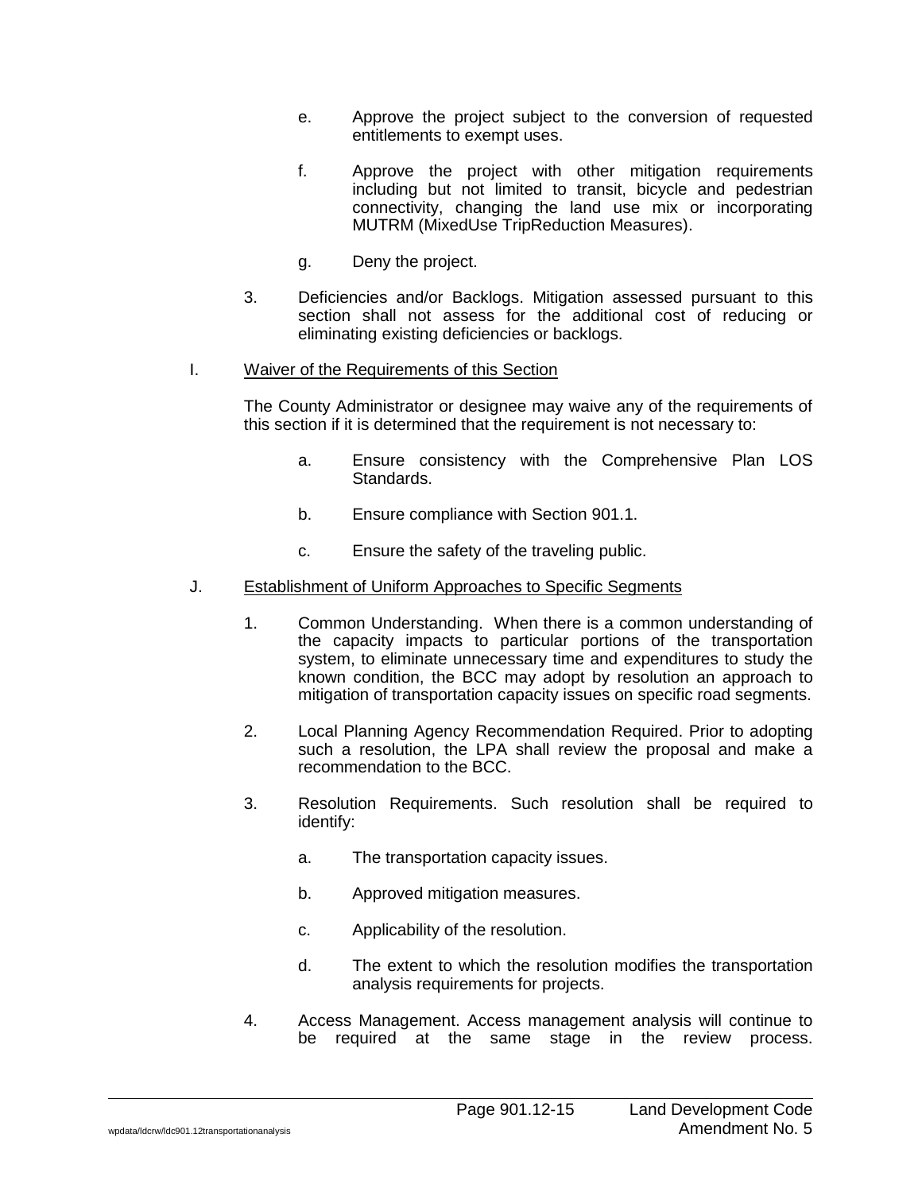e. Approve the project subject to the conversion of requested entitlements to exempt uses.

f. Approve the project with other mitigation requirements including but not limited to transit, bicycle and pedestrian connectivity, changing the land use mix or incorporating MUTRM (MixedUse TripReduction Measures).

g. Deny the project.

3. Deficiencies and/or Backlogs. Mitigation assessed pursuant to this section shall not assess for the additional cost of reducing or eliminating existing deficiencies or backlogs.

I. Waiver of the Requirements of this Section

The County Administrator or designee may waive any of the requirements of this section if it is determined that the requirement is not necessary to:

a. Ensure consistency with the Comprehensive Plan LOS Standards.

b. Ensure compliance with Section 901.1.

c. Ensure the safety of the traveling public.

J. Establishment of Uniform Approaches to Specific Segments

1. Common Understanding. When there is a common understanding of the capacity impacts to particular portions of the transportation system, to eliminate unnecessary time and expenditures to study the known condition, the BCC may adopt by resolution an approach to mitigation of transportation capacity issues on specific road segments.

2. Local Planning Agency Recommendation Required. Prior to adopting such a resolution, the LPA shall review the proposal and make a recommendation to the BCC.

3. Resolution Requirements. Such resolution shall be required to identify:

a. The transportation capacity issues.

b. Approved mitigation measures.

c. Applicability of the resolution.

d. The extent to which the resolution modifies the transportation analysis requirements for projects.

4. Access Management. Access management analysis will continue to be required at the same stage in the review process.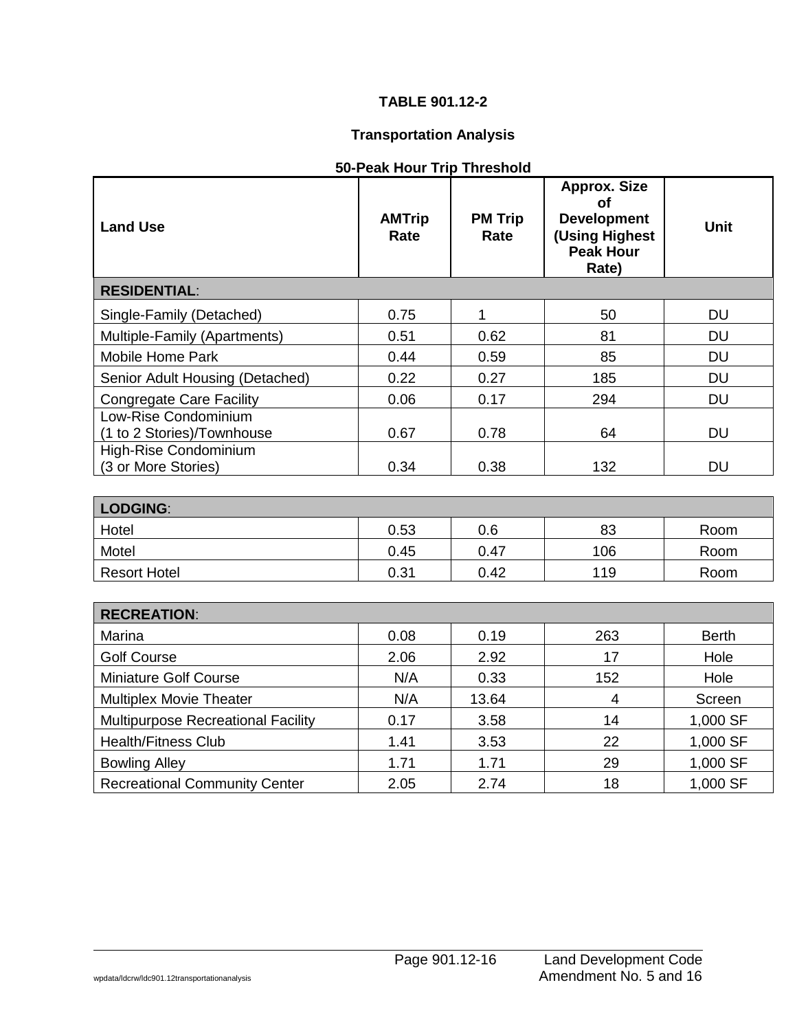**TABLE 901.12-2**

**Transportation Analysis**

**50-Peak Hour Trip Threshold**

| Land Use | AMTrip Rate | PM Trip Rate | Approx. Size of Development (Using Highest Peak Hour Rate) | Unit |
|---|---|---|---|---|
| **RESIDENTIAL**: | | | | |
| Single-Family (Detached) | 0.75 | 1 | 50 | DU |
| Multiple-Family (Apartments) | 0.51 | 0.62 | 81 | DU |
| Mobile Home Park | 0.44 | 0.59 | 85 | DU |
| Senior Adult Housing (Detached) | 0.22 | 0.27 | 185 | DU |
| Congregate Care Facility | 0.06 | 0.17 | 294 | DU |
| Low-Rise Condominium (1 to 2 Stories)/Townhouse | 0.67 | 0.78 | 64 | DU |
| High-Rise Condominium (3 or More Stories) | 0.34 | 0.38 | 132 | DU |
| **LODGING**: | | | | |
| Hotel | 0.53 | 0.6 | 83 | Room |
| Motel | 0.45 | 0.47 | 106 | Room |
| Resort Hotel | 0.31 | 0.42 | 119 | Room |
| **RECREATION**: | | | | |
| Marina | 0.08 | 0.19 | 263 | Berth |
| Golf Course | 2.06 | 2.92 | 17 | Hole |
| Miniature Golf Course | N/A | 0.33 | 152 | Hole |
| Multiplex Movie Theater | N/A | 13.64 | 4 | Screen |
| Multipurpose Recreational Facility | 0.17 | 3.58 | 14 | 1,000 SF |
| Health/Fitness Club | 1.41 | 3.53 | 22 | 1,000 SF |
| Bowling Alley | 1.71 | 1.71 | 29 | 1,000 SF |
| Recreational Community Center | 2.05 | 2.74 | 18 | 1,000 SF |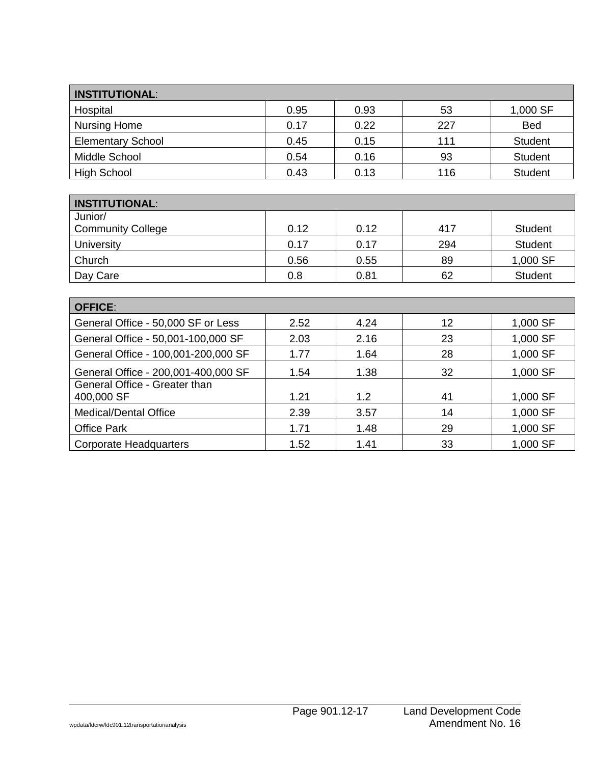| **INSTITUTIONAL**: | | | | |
|---|---|---|---|---|
| Hospital | 0.95 | 0.93 | 53 | 1,000 SF |
| Nursing Home | 0.17 | 0.22 | 227 | Bed |
| Elementary School | 0.45 | 0.15 | 111 | Student |
| Middle School | 0.54 | 0.16 | 93 | Student |
| High School | 0.43 | 0.13 | 116 | Student |

| **INSTITUTIONAL**: | | | | |
|---|---|---|---|---|
| Junior/ Community College | 0.12 | 0.12 | 417 | Student |
| University | 0.17 | 0.17 | 294 | Student |
| Church | 0.56 | 0.55 | 89 | 1,000 SF |
| Day Care | 0.8 | 0.81 | 62 | Student |

| **OFFICE**: | | | | |
|---|---|---|---|---|
| General Office - 50,000 SF or Less | 2.52 | 4.24 | 12 | 1,000 SF |
| General Office - 50,001-100,000 SF | 2.03 | 2.16 | 23 | 1,000 SF |
| General Office - 100,001-200,000 SF | 1.77 | 1.64 | 28 | 1,000 SF |
| General Office - 200,001-400,000 SF | 1.54 | 1.38 | 32 | 1,000 SF |
| General Office - Greater than 400,000 SF | 1.21 | 1.2 | 41 | 1,000 SF |
| Medical/Dental Office | 2.39 | 3.57 | 14 | 1,000 SF |
| Office Park | 1.71 | 1.48 | 29 | 1,000 SF |
| Corporate Headquarters | 1.52 | 1.41 | 33 | 1,000 SF |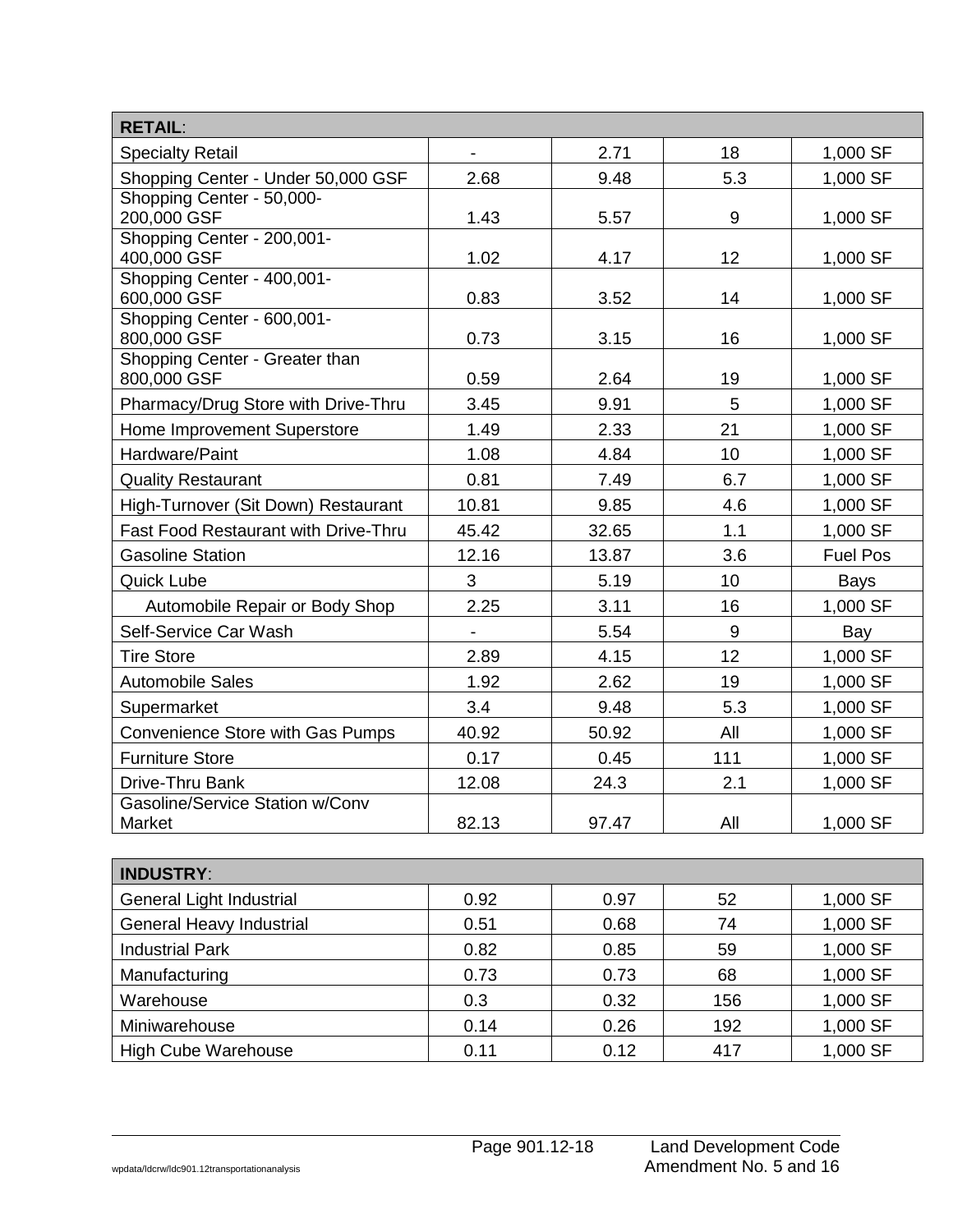| | | | | |
|---|---|---|---|---|
| **RETAIL**: | | | | |
| Specialty Retail | - | 2.71 | 18 | 1,000 SF |
| Shopping Center - Under 50,000 GSF | 2.68 | 9.48 | 5.3 | 1,000 SF |
| Shopping Center - 50,000-200,000 GSF | 1.43 | 5.57 | 9 | 1,000 SF |
| Shopping Center - 200,001-400,000 GSF | 1.02 | 4.17 | 12 | 1,000 SF |
| Shopping Center - 400,001-600,000 GSF | 0.83 | 3.52 | 14 | 1,000 SF |
| Shopping Center - 600,001-800,000 GSF | 0.73 | 3.15 | 16 | 1,000 SF |
| Shopping Center - Greater than 800,000 GSF | 0.59 | 2.64 | 19 | 1,000 SF |
| Pharmacy/Drug Store with Drive-Thru | 3.45 | 9.91 | 5 | 1,000 SF |
| Home Improvement Superstore | 1.49 | 2.33 | 21 | 1,000 SF |
| Hardware/Paint | 1.08 | 4.84 | 10 | 1,000 SF |
| Quality Restaurant | 0.81 | 7.49 | 6.7 | 1,000 SF |
| High-Turnover (Sit Down) Restaurant | 10.81 | 9.85 | 4.6 | 1,000 SF |
| Fast Food Restaurant with Drive-Thru | 45.42 | 32.65 | 1.1 | 1,000 SF |
| Gasoline Station | 12.16 | 13.87 | 3.6 | Fuel Pos |
| Quick Lube | 3 | 5.19 | 10 | Bays |
| Automobile Repair or Body Shop | 2.25 | 3.11 | 16 | 1,000 SF |
| Self-Service Car Wash | - | 5.54 | 9 | Bay |
| Tire Store | 2.89 | 4.15 | 12 | 1,000 SF |
| Automobile Sales | 1.92 | 2.62 | 19 | 1,000 SF |
| Supermarket | 3.4 | 9.48 | 5.3 | 1,000 SF |
| Convenience Store with Gas Pumps | 40.92 | 50.92 | All | 1,000 SF |
| Furniture Store | 0.17 | 0.45 | 111 | 1,000 SF |
| Drive-Thru Bank | 12.08 | 24.3 | 2.1 | 1,000 SF |
| Gasoline/Service Station w/Conv Market | 82.13 | 97.47 | All | 1,000 SF |

| | | | | |
|---|---|---|---|---|
| **INDUSTRY**: | | | | |
| General Light Industrial | 0.92 | 0.97 | 52 | 1,000 SF |
| General Heavy Industrial | 0.51 | 0.68 | 74 | 1,000 SF |
| Industrial Park | 0.82 | 0.85 | 59 | 1,000 SF |
| Manufacturing | 0.73 | 0.73 | 68 | 1,000 SF |
| Warehouse | 0.3 | 0.32 | 156 | 1,000 SF |
| Miniwarehouse | 0.14 | 0.26 | 192 | 1,000 SF |
| High Cube Warehouse | 0.11 | 0.12 | 417 | 1,000 SF |